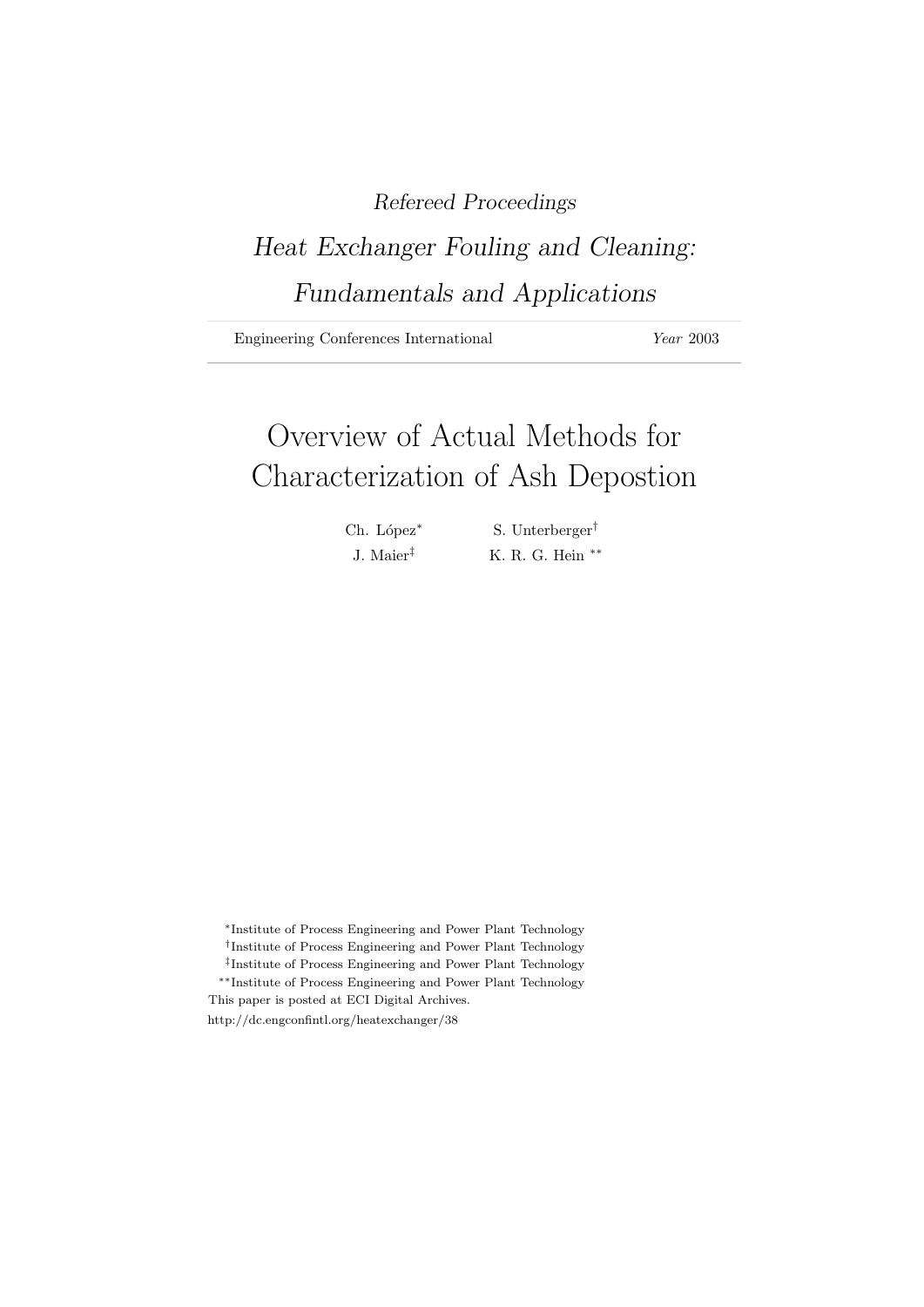*Refereed Proceedings*

*Heat Exchanger Fouling and Cleaning: Fundamentals and Applications*

Engineering Conferences International *Year* 2003

# Overview of Actual Methods for Characterization of Ash Depostion

Ch. López[*] S. Unterberger[†]

J. Maier[‡] K. R. G. Hein [**]

[*]Institute of Process Engineering and Power Plant Technology

[†]Institute of Process Engineering and Power Plant Technology

[‡]Institute of Process Engineering and Power Plant Technology

[**]Institute of Process Engineering and Power Plant Technology

This paper is posted at ECI Digital Archives.

http://dc.engconfintl.org/heatexchanger/38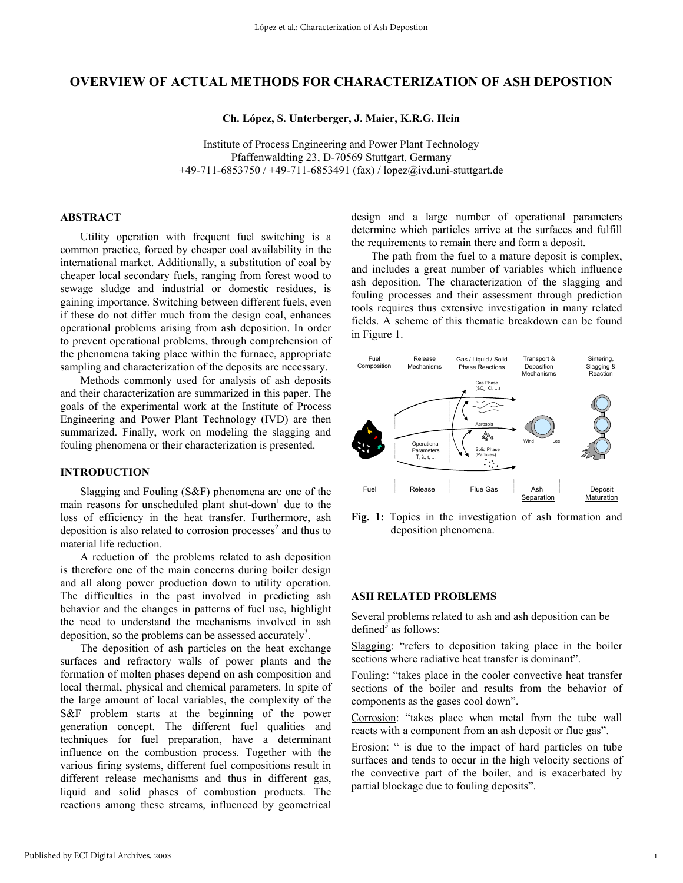# OVERVIEW OF ACTUAL METHODS FOR CHARACTERIZATION OF ASH DEPOSTION

**Ch. López, S. Unterberger, J. Maier, K.R.G. Hein**

Institute of Process Engineering and Power Plant Technology
Pfaffenwaldting 23, D-70569 Stuttgart, Germany
+49-711-6853750 / +49-711-6853491 (fax) / lopez@ivd.uni-stuttgart.de

## ABSTRACT

Utility operation with frequent fuel switching is a common practice, forced by cheaper coal availability in the international market. Additionally, a substitution of coal by cheaper local secondary fuels, ranging from forest wood to sewage sludge and industrial or domestic residues, is gaining importance. Switching between different fuels, even if these do not differ much from the design coal, enhances operational problems arising from ash deposition. In order to prevent operational problems, through comprehension of the phenomena taking place within the furnace, appropriate sampling and characterization of the deposits are necessary.

Methods commonly used for analysis of ash deposits and their characterization are summarized in this paper. The goals of the experimental work at the Institute of Process Engineering and Power Plant Technology (IVD) are then summarized. Finally, work on modeling the slagging and fouling phenomena or their characterization is presented.

## INTRODUCTION

Slagging and Fouling (S&F) phenomena are one of the main reasons for unscheduled plant shut-down[1] due to the loss of efficiency in the heat transfer. Furthermore, ash deposition is also related to corrosion processes[2] and thus to material life reduction.

A reduction of the problems related to ash deposition is therefore one of the main concerns during boiler design and all along power production down to utility operation. The difficulties in the past involved in predicting ash behavior and the changes in patterns of fuel use, highlight the need to understand the mechanisms involved in ash deposition, so the problems can be assessed accurately[3].

The deposition of ash particles on the heat exchange surfaces and refractory walls of power plants and the formation of molten phases depend on ash composition and local thermal, physical and chemical parameters. In spite of the large amount of local variables, the complexity of the S&F problem starts at the beginning of the power generation concept. The different fuel qualities and techniques for fuel preparation, have a determinant influence on the combustion process. Together with the various firing systems, different fuel compositions result in different release mechanisms and thus in different gas, liquid and solid phases of combustion products. The reactions among these streams, influenced by geometrical design and a large number of operational parameters determine which particles arrive at the surfaces and fulfill the requirements to remain there and form a deposit.

The path from the fuel to a mature deposit is complex, and includes a great number of variables which influence ash deposition. The characterization of the slagging and fouling processes and their assessment through prediction tools requires thus extensive investigation in many related fields. A scheme of this thematic breakdown can be found in Figure 1.

**Fig. 1:** Topics in the investigation of ash formation and deposition phenomena.

## ASH RELATED PROBLEMS

Several problems related to ash and ash deposition can be defined[3] as follows:

Slagging: "refers to deposition taking place in the boiler sections where radiative heat transfer is dominant".

Fouling: "takes place in the cooler convective heat transfer sections of the boiler and results from the behavior of components as the gases cool down".

Corrosion: "takes place when metal from the tube wall reacts with a component from an ash deposit or flue gas".

Erosion: " is due to the impact of hard particles on tube surfaces and tends to occur in the high velocity sections of the convective part of the boiler, and is exacerbated by partial blockage due to fouling deposits".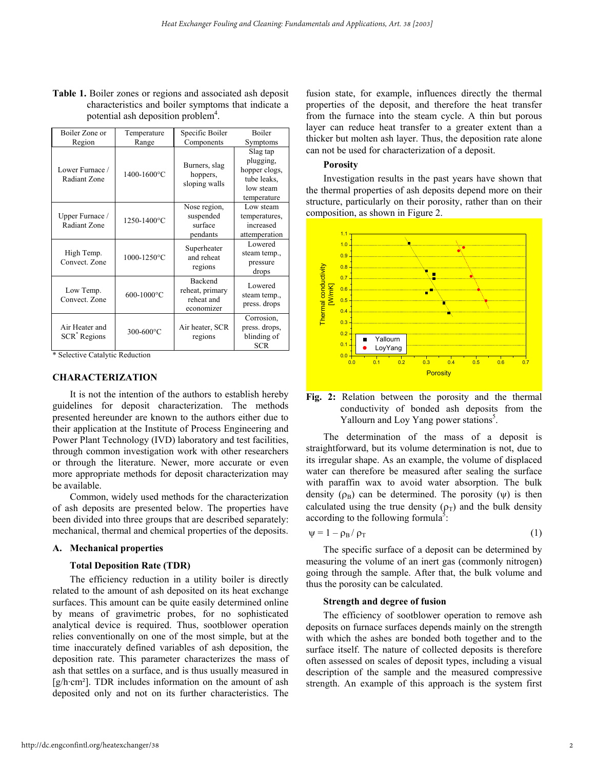**Table 1.** Boiler zones or regions and associated ash deposit characteristics and boiler symptoms that indicate a potential ash deposition problem[4].

| Boiler Zone or Region | Temperature Range | Specific Boiler Components | Boiler Symptoms |
|---|---|---|---|
| Lower Furnace / Radiant Zone | 1400-1600°C | Burners, slag hoppers, sloping walls | Slag tap plugging, hopper clogs, tube leaks, low steam temperature |
| Upper Furnace / Radiant Zone | 1250-1400°C | Nose region, suspended surface pendants | Low steam temperatures, increased attemperation |
| High Temp. Convect. Zone | 1000-1250°C | Superheater and reheat regions | Lowered steam temp., pressure drops |
| Low Temp. Convect. Zone | 600-1000°C | Backend reheat, primary reheat and economizer | Lowered steam temp., press. drops |
| Air Heater and SCR* Regions | 300-600°C | Air heater, SCR regions | Corrosion, press. drops, blinding of SCR |

\* Selective Catalytic Reduction

## CHARACTERIZATION

It is not the intention of the authors to establish hereby guidelines for deposit characterization. The methods presented hereunder are known to the authors either due to their application at the Institute of Process Engineering and Power Plant Technology (IVD) laboratory and test facilities, through common investigation work with other researchers or through the literature. Newer, more accurate or even more appropriate methods for deposit characterization may be available.

Common, widely used methods for the characterization of ash deposits are presented below. The properties have been divided into three groups that are described separately: mechanical, thermal and chemical properties of the deposits.

### A. Mechanical properties

#### Total Deposition Rate (TDR)

The efficiency reduction in a utility boiler is directly related to the amount of ash deposited on its heat exchange surfaces. This amount can be quite easily determined online by means of gravimetric probes, for no sophisticated analytical device is required. Thus, sootblower operation relies conventionally on one of the most simple, but at the time inaccurately defined variables of ash deposition, the deposition rate. This parameter characterizes the mass of ash that settles on a surface, and is thus usually measured in [g/h·cm²]. TDR includes information on the amount of ash deposited only and not on its further characteristics. The fusion state, for example, influences directly the thermal properties of the deposit, and therefore the heat transfer from the furnace into the steam cycle. A thin but porous layer can reduce heat transfer to a greater extent than a thicker but molten ash layer. Thus, the deposition rate alone can not be used for characterization of a deposit.

#### Porosity

Investigation results in the past years have shown that the thermal properties of ash deposits depend more on their structure, particularly on their porosity, rather than on their composition, as shown in Figure 2.

**Fig. 2:** Relation between the porosity and the thermal conductivity of bonded ash deposits from the Yallourn and Loy Yang power stations[5].

The determination of the mass of a deposit is straightforward, but its volume determination is not, due to its irregular shape. As an example, the volume of displaced water can therefore be measured after sealing the surface with paraffin wax to avoid water absorption. The bulk density ($\rho_B$) can be determined. The porosity ($\psi$) is then calculated using the true density ($\rho_T$) and the bulk density according to the following formula[5]:

$$\psi = 1 - \rho_B / \rho_T \tag{1}$$

The specific surface of a deposit can be determined by measuring the volume of an inert gas (commonly nitrogen) going through the sample. After that, the bulk volume and thus the porosity can be calculated.

#### Strength and degree of fusion

The efficiency of sootblower operation to remove ash deposits on furnace surfaces depends mainly on the strength with which the ashes are bonded both together and to the surface itself. The nature of collected deposits is therefore often assessed on scales of deposit types, including a visual description of the sample and the measured compressive strength. An example of this approach is the system first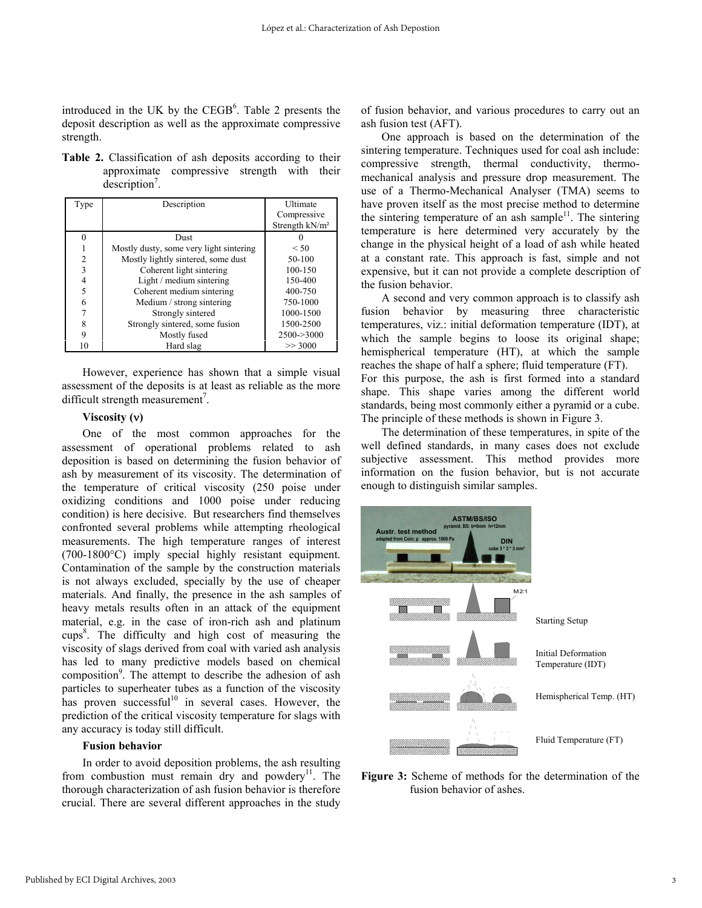introduced in the UK by the CEGB[6]. Table 2 presents the deposit description as well as the approximate compressive strength.

**Table 2.** Classification of ash deposits according to their approximate compressive strength with their description[7].

| Type | Description | Ultimate Compressive Strength kN/m² |
|---|---|---|
| 0 | Dust | 0 |
| 1 | Mostly dusty, some very light sintering | < 50 |
| 2 | Mostly lightly sintered, some dust | 50-100 |
| 3 | Coherent light sintering | 100-150 |
| 4 | Light / medium sintering | 150-400 |
| 5 | Coherent medium sintering | 400-750 |
| 6 | Medium / strong sintering | 750-1000 |
| 7 | Strongly sintered | 1000-1500 |
| 8 | Strongly sintered, some fusion | 1500-2500 |
| 9 | Mostly fused | 2500->3000 |
| 10 | Hard slag | >> 3000 |

However, experience has shown that a simple visual assessment of the deposits is at least as reliable as the more difficult strength measurement[7].

### Viscosity (ν)

One of the most common approaches for the assessment of operational problems related to ash deposition is based on determining the fusion behavior of ash by measurement of its viscosity. The determination of the temperature of critical viscosity (250 poise under oxidizing conditions and 1000 poise under reducing condition) is here decisive. But researchers find themselves confronted several problems while attempting rheological measurements. The high temperature ranges of interest (700-1800°C) imply special highly resistant equipment. Contamination of the sample by the construction materials is not always excluded, specially by the use of cheaper materials. And finally, the presence in the ash samples of heavy metals results often in an attack of the equipment material, e.g. in the case of iron-rich ash and platinum cups[8]. The difficulty and high cost of measuring the viscosity of slags derived from coal with varied ash analysis has led to many predictive models based on chemical composition[9]. The attempt to describe the adhesion of ash particles to superheater tubes as a function of the viscosity has proven successful[10] in several cases. However, the prediction of the critical viscosity temperature for slags with any accuracy is today still difficult.

### Fusion behavior

In order to avoid deposition problems, the ash resulting from combustion must remain dry and powdery[11]. The thorough characterization of ash fusion behavior is therefore crucial. There are several different approaches in the study of fusion behavior, and various procedures to carry out an ash fusion test (AFT).

One approach is based on the determination of the sintering temperature. Techniques used for coal ash include: compressive strength, thermal conductivity, thermo-mechanical analysis and pressure drop measurement. The use of a Thermo-Mechanical Analyser (TMA) seems to have proven itself as the most precise method to determine the sintering temperature of an ash sample[11]. The sintering temperature is here determined very accurately by the change in the physical height of a load of ash while heated at a constant rate. This approach is fast, simple and not expensive, but it can not provide a complete description of the fusion behavior.

A second and very common approach is to classify ash fusion behavior by measuring three characteristic temperatures, viz.: initial deformation temperature (IDT), at which the sample begins to loose its original shape; hemispherical temperature (HT), at which the sample reaches the shape of half a sphere; fluid temperature (FT). For this purpose, the ash is first formed into a standard shape. This shape varies among the different world standards, being most commonly either a pyramid or a cube. The principle of these methods is shown in Figure 3.

The determination of these temperatures, in spite of the well defined standards, in many cases does not exclude subjective assessment. This method provides more information on the fusion behavior, but is not accurate enough to distinguish similar samples.

**Figure 3:** Scheme of methods for the determination of the fusion behavior of ashes.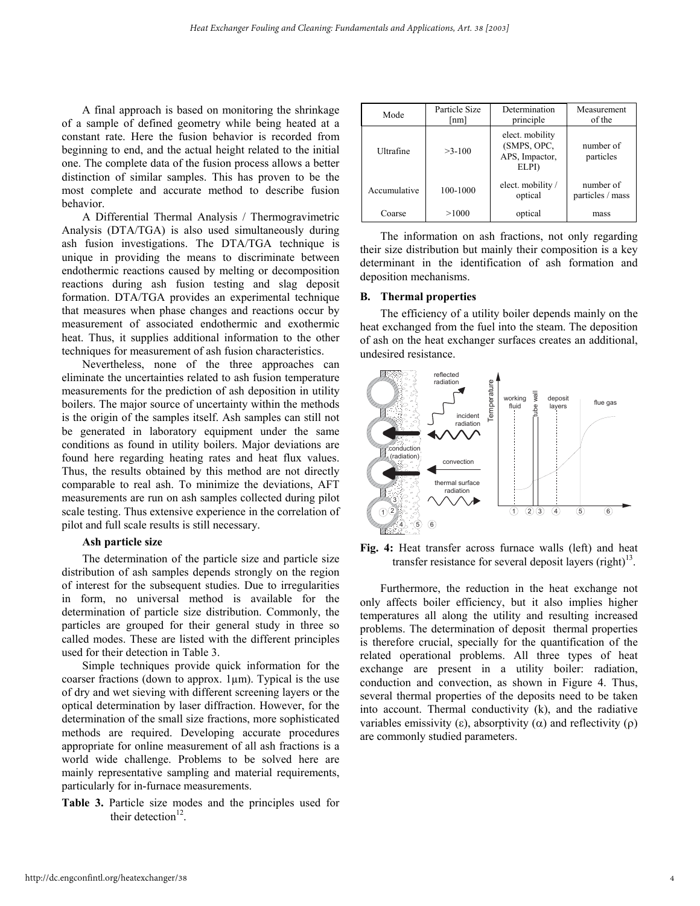A final approach is based on monitoring the shrinkage of a sample of defined geometry while being heated at a constant rate. Here the fusion behavior is recorded from beginning to end, and the actual height related to the initial one. The complete data of the fusion process allows a better distinction of similar samples. This has proven to be the most complete and accurate method to describe fusion behavior.

A Differential Thermal Analysis / Thermogravimetric Analysis (DTA/TGA) is also used simultaneously during ash fusion investigations. The DTA/TGA technique is unique in providing the means to discriminate between endothermic reactions caused by melting or decomposition reactions during ash fusion testing and slag deposit formation. DTA/TGA provides an experimental technique that measures when phase changes and reactions occur by measurement of associated endothermic and exothermic heat. Thus, it supplies additional information to the other techniques for measurement of ash fusion characteristics.

Nevertheless, none of the three approaches can eliminate the uncertainties related to ash fusion temperature measurements for the prediction of ash deposition in utility boilers. The major source of uncertainty within the methods is the origin of the samples itself. Ash samples can still not be generated in laboratory equipment under the same conditions as found in utility boilers. Major deviations are found here regarding heating rates and heat flux values. Thus, the results obtained by this method are not directly comparable to real ash. To minimize the deviations, AFT measurements are run on ash samples collected during pilot scale testing. Thus extensive experience in the correlation of pilot and full scale results is still necessary.

### Ash particle size

The determination of the particle size and particle size distribution of ash samples depends strongly on the region of interest for the subsequent studies. Due to irregularities in form, no universal method is available for the determination of particle size distribution. Commonly, the particles are grouped for their general study in three so called modes. These are listed with the different principles used for their detection in Table 3.

Simple techniques provide quick information for the coarser fractions (down to approx. 1μm). Typical is the use of dry and wet sieving with different screening layers or the optical determination by laser diffraction. However, for the determination of the small size fractions, more sophisticated methods are required. Developing accurate procedures appropriate for online measurement of all ash fractions is a world wide challenge. Problems to be solved here are mainly representative sampling and material requirements, particularly for in-furnace measurements.

**Table 3.** Particle size modes and the principles used for their detection[12].

| Mode | Particle Size [nm] | Determination principle | Measurement of the |
|---|---|---|---|
| Ultrafine | >3-100 | elect. mobility (SMPS, OPC, APS, Impactor, ELPI) | number of particles |
| Accumulative | 100-1000 | elect. mobility / optical | number of particles / mass |
| Coarse | >1000 | optical | mass |

The information on ash fractions, not only regarding their size distribution but mainly their composition is a key determinant in the identification of ash formation and deposition mechanisms.

## B. Thermal properties

The efficiency of a utility boiler depends mainly on the heat exchanged from the fuel into the steam. The deposition of ash on the heat exchanger surfaces creates an additional, undesired resistance.

**Fig. 4:** Heat transfer across furnace walls (left) and heat transfer resistance for several deposit layers (right)[13].

Furthermore, the reduction in the heat exchange not only affects boiler efficiency, but it also implies higher temperatures all along the utility and resulting increased problems. The determination of deposit thermal properties is therefore crucial, specially for the quantification of the related operational problems. All three types of heat exchange are present in a utility boiler: radiation, conduction and convection, as shown in Figure 4. Thus, several thermal properties of the deposits need to be taken into account. Thermal conductivity (k), and the radiative variables emissivity ($\varepsilon$), absorptivity ($\alpha$) and reflectivity ($\rho$) are commonly studied parameters.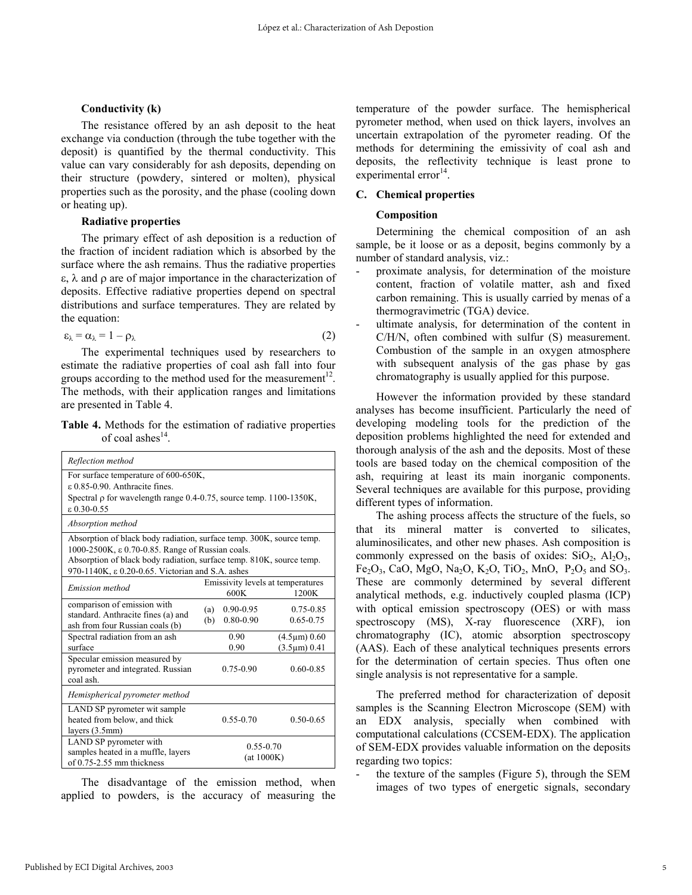**Conductivity (k)**

The resistance offered by an ash deposit to the heat exchange via conduction (through the tube together with the deposit) is quantified by the thermal conductivity. This value can vary considerably for ash deposits, depending on their structure (powdery, sintered or molten), physical properties such as the porosity, and the phase (cooling down or heating up).

**Radiative properties**

The primary effect of ash deposition is a reduction of the fraction of incident radiation which is absorbed by the surface where the ash remains. Thus the radiative properties ε, λ and ρ are of major importance in the characterization of deposits. Effective radiative properties depend on spectral distributions and surface temperatures. They are related by the equation:

$$\varepsilon_\lambda = \alpha_\lambda = 1 - \rho_\lambda \quad (2)$$

The experimental techniques used by researchers to estimate the radiative properties of coal ash fall into four groups according to the method used for the measurement[12]. The methods, with their application ranges and limitations are presented in Table 4.

**Table 4.** Methods for the estimation of radiative properties of coal ashes[14].

| | Emissivity levels at temperatures 600K | 1200K |
|---|---|---|
| *Reflection method* | | |
| For surface temperature of 600-650K, ε 0.85-0.90. Anthracite fines. Spectral ρ for wavelength range 0.4-0.75, source temp. 1100-1350K, ε 0.30-0.55 | | |
| *Absorption method* | | |
| Absorption of black body radiation, surface temp. 300K, source temp. 1000-2500K, ε 0.70-0.85. Range of Russian coals. Absorption of black body radiation, surface temp. 810K, source temp. 970-1140K, ε 0.20-0.65. Victorian and S.A. ashes | | |
| *Emission method* | | |
| comparison of emission with standard. Anthracite fines (a) and ash from four Russian coals (b) | (a) 0.90-0.95<br>(b) 0.80-0.90 | 0.75-0.85<br>0.65-0.75 |
| Spectral radiation from an ash surface | 0.90<br>0.90 | (4.5μm) 0.60<br>(3.5μm) 0.41 |
| Specular emission measured by pyrometer and integrated. Russian coal ash. | 0.75-0.90 | 0.60-0.85 |
| *Hemispherical pyrometer method* | | |
| LAND SP pyrometer wit sample heated from below, and thick layers (3.5mm) | 0.55-0.70 | 0.50-0.65 |
| LAND SP pyrometer with samples heated in a muffle, layers of 0.75-2.55 mm thickness | 0.55-0.70 (at 1000K) | |

The disadvantage of the emission method, when applied to powders, is the accuracy of measuring the temperature of the powder surface. The hemispherical pyrometer method, when used on thick layers, involves an uncertain extrapolation of the pyrometer reading. Of the methods for determining the emissivity of coal ash and deposits, the reflectivity technique is least prone to experimental error[14].

## C. Chemical properties

**Composition**

Determining the chemical composition of an ash sample, be it loose or as a deposit, begins commonly by a number of standard analysis, viz.:

- proximate analysis, for determination of the moisture content, fraction of volatile matter, ash and fixed carbon remaining. This is usually carried by menas of a thermogravimetric (TGA) device.
- ultimate analysis, for determination of the content in C/H/N, often combined with sulfur (S) measurement. Combustion of the sample in an oxygen atmosphere with subsequent analysis of the gas phase by gas chromatography is usually applied for this purpose.

However the information provided by these standard analyses has become insufficient. Particularly the need of developing modeling tools for the prediction of the deposition problems highlighted the need for extended and thorough analysis of the ash and the deposits. Most of these tools are based today on the chemical composition of the ash, requiring at least its main inorganic components. Several techniques are available for this purpose, providing different types of information.

The ashing process affects the structure of the fuels, so that its mineral matter is converted to silicates, aluminosilicates, and other new phases. Ash composition is commonly expressed on the basis of oxides: $SiO_2$, $Al_2O_3$, $Fe_2O_3$, CaO, MgO, $Na_2O$, $K_2O$, $TiO_2$, MnO, $P_2O_5$ and $SO_3$. These are commonly determined by several different analytical methods, e.g. inductively coupled plasma (ICP) with optical emission spectroscopy (OES) or with mass spectroscopy (MS), X-ray fluorescence (XRF), ion chromatography (IC), atomic absorption spectroscopy (AAS). Each of these analytical techniques presents errors for the determination of certain species. Thus often one single analysis is not representative for a sample.

The preferred method for characterization of deposit samples is the Scanning Electron Microscope (SEM) with an EDX analysis, specially when combined with computational calculations (CCSEM-EDX). The application of SEM-EDX provides valuable information on the deposits regarding two topics:

- the texture of the samples (Figure 5), through the SEM images of two types of energetic signals, secondary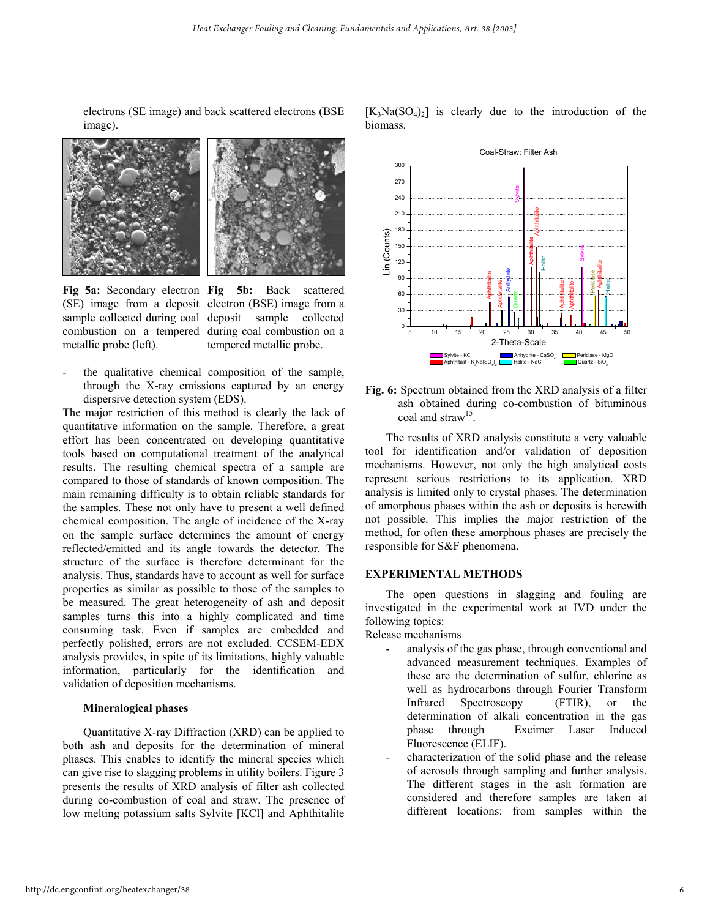electrons (SE image) and back scattered electrons (BSE image).

**Fig 5a:** Secondary electron (SE) image from a deposit sample collected during coal combustion on a tempered metallic probe (left).

**Fig 5b:** Back scattered electron (BSE) image from a deposit sample collected during coal combustion on a tempered metallic probe.

- the qualitative chemical composition of the sample, through the X-ray emissions captured by an energy dispersive detection system (EDS).

The major restriction of this method is clearly the lack of quantitative information on the sample. Therefore, a great effort has been concentrated on developing quantitative tools based on computational treatment of the analytical results. The resulting chemical spectra of a sample are compared to those of standards of known composition. The main remaining difficulty is to obtain reliable standards for the samples. These not only have to present a well defined chemical composition. The angle of incidence of the X-ray on the sample surface determines the amount of energy reflected/emitted and its angle towards the detector. The structure of the surface is therefore determinant for the analysis. Thus, standards have to account as well for surface properties as similar as possible to those of the samples to be measured. The great heterogeneity of ash and deposit samples turns this into a highly complicated and time consuming task. Even if samples are embedded and perfectly polished, errors are not excluded. CCSEM-EDX analysis provides, in spite of its limitations, highly valuable information, particularly for the identification and validation of deposition mechanisms.

### Mineralogical phases

Quantitative X-ray Diffraction (XRD) can be applied to both ash and deposits for the determination of mineral phases. This enables to identify the mineral species which can give rise to slagging problems in utility boilers. Figure 3 presents the results of XRD analysis of filter ash collected during co-combustion of coal and straw. The presence of low melting potassium salts Sylvite [KCl] and Aphthitalite [$K_3Na(SO_4)_2$] is clearly due to the introduction of the biomass.

**Fig. 6:** Spectrum obtained from the XRD analysis of a filter ash obtained during co-combustion of bituminous coal and straw[15].

The results of XRD analysis constitute a very valuable tool for identification and/or validation of deposition mechanisms. However, not only the high analytical costs represent serious restrictions to its application. XRD analysis is limited only to crystal phases. The determination of amorphous phases within the ash or deposits is herewith not possible. This implies the major restriction of the method, for often these amorphous phases are precisely the responsible for S&F phenomena.

## EXPERIMENTAL METHODS

The open questions in slagging and fouling are investigated in the experimental work at IVD under the following topics:

Release mechanisms

- analysis of the gas phase, through conventional and advanced measurement techniques. Examples of these are the determination of sulfur, chlorine as well as hydrocarbons through Fourier Transform Infrared Spectroscopy (FTIR), or the determination of alkali concentration in the gas phase through Excimer Laser Induced Fluorescence (ELIF).
- characterization of the solid phase and the release of aerosols through sampling and further analysis. The different stages in the ash formation are considered and therefore samples are taken at different locations: from samples within the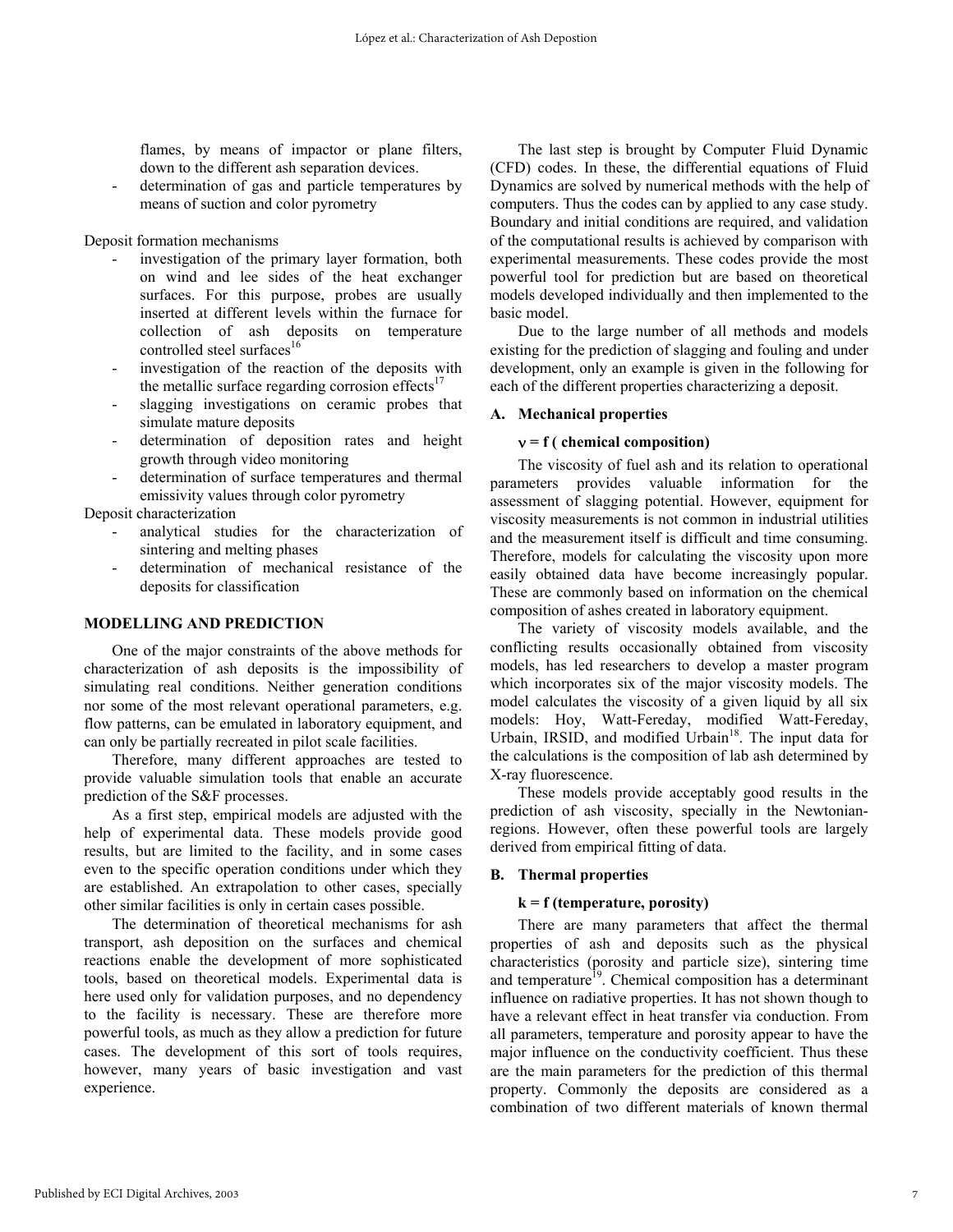flames, by means of impactor or plane filters, down to the different ash separation devices.

- determination of gas and particle temperatures by means of suction and color pyrometry

Deposit formation mechanisms

- investigation of the primary layer formation, both on wind and lee sides of the heat exchanger surfaces. For this purpose, probes are usually inserted at different levels within the furnace for collection of ash deposits on temperature controlled steel surfaces[16]
- investigation of the reaction of the deposits with the metallic surface regarding corrosion effects[17]
- slagging investigations on ceramic probes that simulate mature deposits
- determination of deposition rates and height growth through video monitoring
- determination of surface temperatures and thermal emissivity values through color pyrometry

Deposit characterization

- analytical studies for the characterization of sintering and melting phases
- determination of mechanical resistance of the deposits for classification

## MODELLING AND PREDICTION

One of the major constraints of the above methods for characterization of ash deposits is the impossibility of simulating real conditions. Neither generation conditions nor some of the most relevant operational parameters, e.g. flow patterns, can be emulated in laboratory equipment, and can only be partially recreated in pilot scale facilities.

Therefore, many different approaches are tested to provide valuable simulation tools that enable an accurate prediction of the S&F processes.

As a first step, empirical models are adjusted with the help of experimental data. These models provide good results, but are limited to the facility, and in some cases even to the specific operation conditions under which they are established. An extrapolation to other cases, specially other similar facilities is only in certain cases possible.

The determination of theoretical mechanisms for ash transport, ash deposition on the surfaces and chemical reactions enable the development of more sophisticated tools, based on theoretical models. Experimental data is here used only for validation purposes, and no dependency to the facility is necessary. These are therefore more powerful tools, as much as they allow a prediction for future cases. The development of this sort of tools requires, however, many years of basic investigation and vast experience.

The last step is brought by Computer Fluid Dynamic (CFD) codes. In these, the differential equations of Fluid Dynamics are solved by numerical methods with the help of computers. Thus the codes can by applied to any case study. Boundary and initial conditions are required, and validation of the computational results is achieved by comparison with experimental measurements. These codes provide the most powerful tool for prediction but are based on theoretical models developed individually and then implemented to the basic model.

Due to the large number of all methods and models existing for the prediction of slagging and fouling and under development, only an example is given in the following for each of the different properties characterizing a deposit.

### A. Mechanical properties

**$\nu$ = f ( chemical composition)**

The viscosity of fuel ash and its relation to operational parameters provides valuable information for the assessment of slagging potential. However, equipment for viscosity measurements is not common in industrial utilities and the measurement itself is difficult and time consuming. Therefore, models for calculating the viscosity upon more easily obtained data have become increasingly popular. These are commonly based on information on the chemical composition of ashes created in laboratory equipment.

The variety of viscosity models available, and the conflicting results occasionally obtained from viscosity models, has led researchers to develop a master program which incorporates six of the major viscosity models. The model calculates the viscosity of a given liquid by all six models: Hoy, Watt-Fereday, modified Watt-Fereday, Urbain, IRSID, and modified Urbain[18]. The input data for the calculations is the composition of lab ash determined by X-ray fluorescence.

These models provide acceptably good results in the prediction of ash viscosity, specially in the Newtonian-regions. However, often these powerful tools are largely derived from empirical fitting of data.

### B. Thermal properties

**k = f (temperature, porosity)**

There are many parameters that affect the thermal properties of ash and deposits such as the physical characteristics (porosity and particle size), sintering time and temperature[19]. Chemical composition has a determinant influence on radiative properties. It has not shown though to have a relevant effect in heat transfer via conduction. From all parameters, temperature and porosity appear to have the major influence on the conductivity coefficient. Thus these are the main parameters for the prediction of this thermal property. Commonly the deposits are considered as a combination of two different materials of known thermal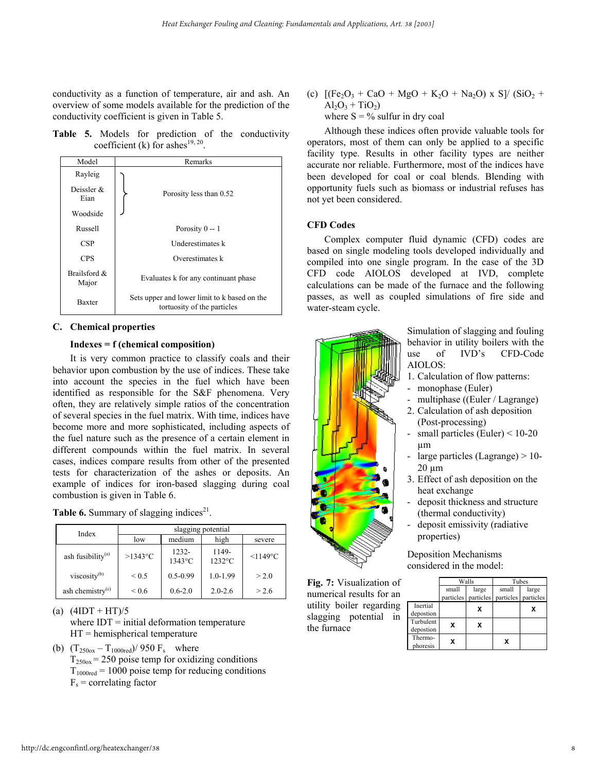conductivity as a function of temperature, air and ash. An overview of some models available for the prediction of the conductivity coefficient is given in Table 5.

**Table 5.** Models for prediction of the conductivity coefficient (k) for ashes[19, 20].

| Model | Remarks |
|---|---|
| Rayleig | Porosity less than 0.52 |
| Deissler & Eian | Porosity less than 0.52 |
| Woodside | Porosity less than 0.52 |
| Russell | Porosity 0 -- 1 |
| CSP | Underestimates k |
| CPS | Overestimates k |
| Brailsford & Major | Evaluates k for any continuant phase |
| Baxter | Sets upper and lower limit to k based on the tortuosity of the particles |

### C. Chemical properties

**Indexes = f (chemical composition)**

It is very common practice to classify coals and their behavior upon combustion by the use of indices. These take into account the species in the fuel which have been identified as responsible for the S&F phenomena. Very often, they are relatively simple ratios of the concentration of several species in the fuel matrix. With time, indices have become more and more sophisticated, including aspects of the fuel nature such as the presence of a certain element in different compounds within the fuel matrix. In several cases, indices compare results from other of the presented tests for characterization of the ashes or deposits. An example of indices for iron-based slagging during coal combustion is given in Table 6.

**Table 6.** Summary of slagging indices[21].

| Index | slagging potential | | | |
|---|---|---|---|---|
| | low | medium | high | severe |
| ash fusibility[(a)] | >1343°C | 1232-1343°C | 1149-1232°C | <1149°C |
| viscosity[(b)] | < 0.5 | 0.5-0.99 | 1.0-1.99 | > 2.0 |
| ash chemistry[(c)] | < 0.6 | 0.6-2.0 | 2.0-2.6 | > 2.6 |

(a) (4IDT + HT)/5
where IDT = initial deformation temperature
HT = hemispherical temperature

(b) $(T_{250ox} - T_{1000red})/ 950\, F_s$ where
$T_{250ox}$ = 250 poise temp for oxidizing conditions
$T_{1000red}$ = 1000 poise temp for reducing conditions
$F_s$ = correlating factor

(c) $[(Fe_2O_3 + CaO + MgO + K_2O + Na_2O) \times S]/ (SiO_2 + Al_2O_3 + TiO_2)$
where S = % sulfur in dry coal

Although these indices often provide valuable tools for operators, most of them can only be applied to a specific facility type. Results in other facility types are neither accurate nor reliable. Furthermore, most of the indices have been developed for coal or coal blends. Blending with opportunity fuels such as biomass or industrial refuses has not yet been considered.

### CFD Codes

Complex computer fluid dynamic (CFD) codes are based on single modeling tools developed individually and compiled into one single program. In the case of the 3D CFD code AIOLOS developed at IVD, complete calculations can be made of the furnace and the following passes, as well as coupled simulations of fire side and water-steam cycle.

Simulation of slagging and fouling behavior in utility boilers with the use of IVD's CFD-Code AIOLOS:

1. Calculation of flow patterns:
   - monophase (Euler)
   - multiphase ((Euler / Lagrange)
2. Calculation of ash deposition (Post-processing)
   - small particles (Euler) < 10-20 µm
   - large particles (Lagrange) > 10-20 µm
3. Effect of ash deposition on the heat exchange
   - deposit thickness and structure (thermal conductivity)
   - deposit emissivity (radiative properties)

**Fig. 7:** Visualization of numerical results for an utility boiler regarding slagging potential in the furnace

Deposition Mechanisms considered in the model:

| | Walls | | Tubes | |
|---|---|---|---|---|
| | small particles | large particles | small particles | large particles |
| Inertial depostion | | X | | X |
| Turbulent depostion | X | X | | |
| Thermo-phoresis | X | | X | |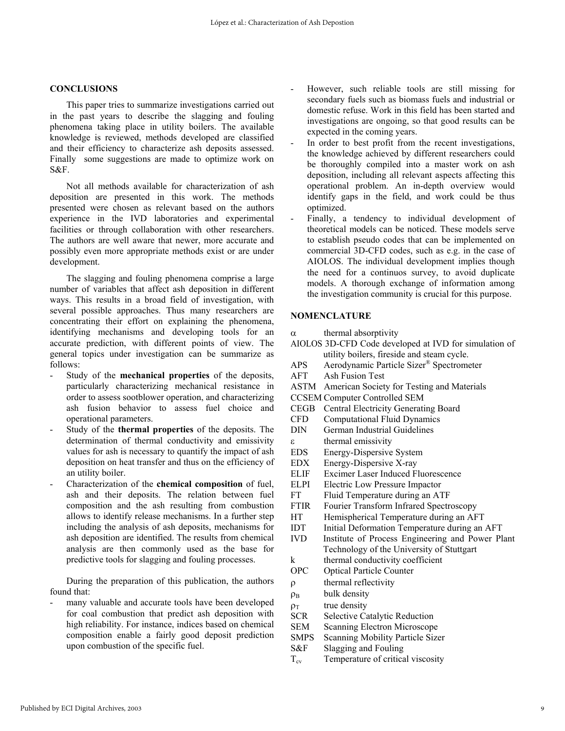## CONCLUSIONS

This paper tries to summarize investigations carried out in the past years to describe the slagging and fouling phenomena taking place in utility boilers. The available knowledge is reviewed, methods developed are classified and their efficiency to characterize ash deposits assessed. Finally some suggestions are made to optimize work on S&F.

Not all methods available for characterization of ash deposition are presented in this work. The methods presented were chosen as relevant based on the authors experience in the IVD laboratories and experimental facilities or through collaboration with other researchers. The authors are well aware that newer, more accurate and possibly even more appropriate methods exist or are under development.

The slagging and fouling phenomena comprise a large number of variables that affect ash deposition in different ways. This results in a broad field of investigation, with several possible approaches. Thus many researchers are concentrating their effort on explaining the phenomena, identifying mechanisms and developing tools for an accurate prediction, with different points of view. The general topics under investigation can be summarize as follows:

- Study of the **mechanical properties** of the deposits, particularly characterizing mechanical resistance in order to assess sootblower operation, and characterizing ash fusion behavior to assess fuel choice and operational parameters.
- Study of the **thermal properties** of the deposits. The determination of thermal conductivity and emissivity values for ash is necessary to quantify the impact of ash deposition on heat transfer and thus on the efficiency of an utility boiler.
- Characterization of the **chemical composition** of fuel, ash and their deposits. The relation between fuel composition and the ash resulting from combustion allows to identify release mechanisms. In a further step including the analysis of ash deposits, mechanisms for ash deposition are identified. The results from chemical analysis are then commonly used as the base for predictive tools for slagging and fouling processes.

During the preparation of this publication, the authors found that:

- many valuable and accurate tools have been developed for coal combustion that predict ash deposition with high reliability. For instance, indices based on chemical composition enable a fairly good deposit prediction upon combustion of the specific fuel.
- However, such reliable tools are still missing for secondary fuels such as biomass fuels and industrial or domestic refuse. Work in this field has been started and investigations are ongoing, so that good results can be expected in the coming years.
- In order to best profit from the recent investigations, the knowledge achieved by different researchers could be thoroughly compiled into a master work on ash deposition, including all relevant aspects affecting this operational problem. An in-depth overview would identify gaps in the field, and work could be thus optimized.
- Finally, a tendency to individual development of theoretical models can be noticed. These models serve to establish pseudo codes that can be implemented on commercial 3D-CFD codes, such as e.g. in the case of AIOLOS. The individual development implies though the need for a continuos survey, to avoid duplicate models. A thorough exchange of information among the investigation community is crucial for this purpose.

## NOMENCLATURE

| | |
|---|---|
| $\alpha$ | thermal absorptivity |
| AIOLOS | 3D-CFD Code developed at IVD for simulation of utility boilers, fireside and steam cycle. |
| APS | Aerodynamic Particle Sizer® Spectrometer |
| AFT | Ash Fusion Test |
| ASTM | American Society for Testing and Materials |
| CCSEM | Computer Controlled SEM |
| CEGB | Central Electricity Generating Board |
| CFD | Computational Fluid Dynamics |
| DIN | German Industrial Guidelines |
| $\varepsilon$ | thermal emissivity |
| EDS | Energy-Dispersive System |
| EDX | Energy-Dispersive X-ray |
| ELIF | Excimer Laser Induced Fluorescence |
| ELPI | Electric Low Pressure Impactor |
| FT | Fluid Temperature during an ATF |
| FTIR | Fourier Transform Infrared Spectroscopy |
| HT | Hemispherical Temperature during an AFT |
| IDT | Initial Deformation Temperature during an AFT |
| IVD | Institute of Process Engineering and Power Plant Technology of the University of Stuttgart |
| k | thermal conductivity coefficient |
| OPC | Optical Particle Counter |
| $\rho$ | thermal reflectivity |
| $\rho_B$ | bulk density |
| $\rho_T$ | true density |
| SCR | Selective Catalytic Reduction |
| SEM | Scanning Electron Microscope |
| SMPS | Scanning Mobility Particle Sizer |
| S&F | Slagging and Fouling |
| $T_{cv}$ | Temperature of critical viscosity |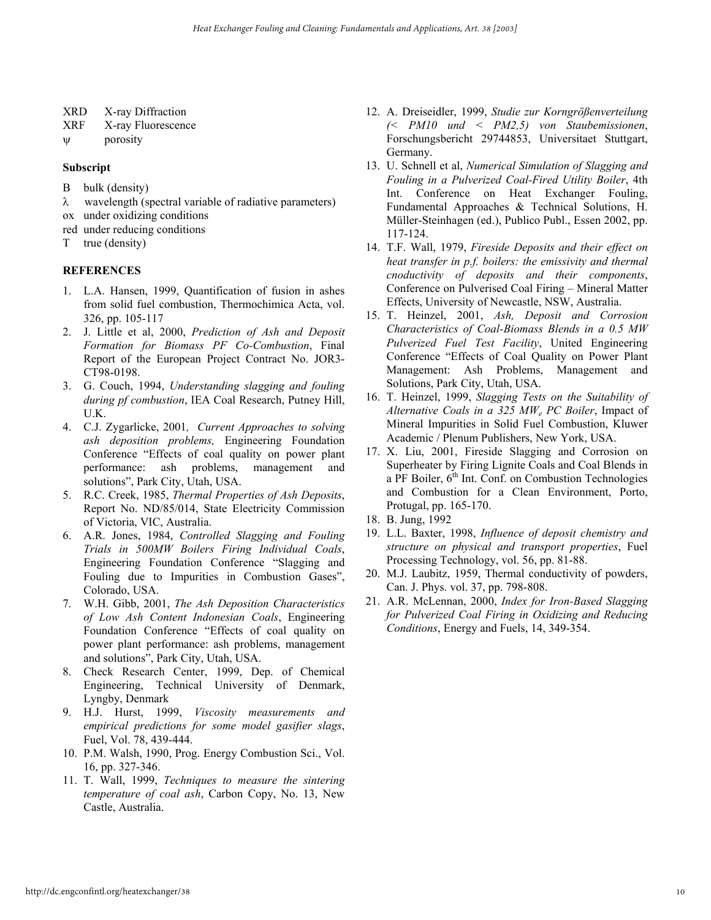XRD X-ray Diffraction
XRF X-ray Fluorescence
$\psi$ porosity

**Subscript**

B bulk (density)
$\lambda$ wavelength (spectral variable of radiative parameters)
ox under oxidizing conditions
red under reducing conditions
T true (density)

**REFERENCES**

1. L.A. Hansen, 1999, Quantification of fusion in ashes from solid fuel combustion, Thermochimica Acta, vol. 326, pp. 105-117
2. J. Little et al, 2000, *Prediction of Ash and Deposit Formation for Biomass PF Co-Combustion*, Final Report of the European Project Contract No. JOR3-CT98-0198.
3. G. Couch, 1994, *Understanding slagging and fouling during pf combustion*, IEA Coal Research, Putney Hill, U.K.
4. C.J. Zygarlicke, 2001, *Current Approaches to solving ash deposition problems,* Engineering Foundation Conference "Effects of coal quality on power plant performance: ash problems, management and solutions", Park City, Utah, USA.
5. R.C. Creek, 1985, *Thermal Properties of Ash Deposits*, Report No. ND/85/014, State Electricity Commission of Victoria, VIC, Australia.
6. A.R. Jones, 1984, *Controlled Slagging and Fouling Trials in 500MW Boilers Firing Individual Coals*, Engineering Foundation Conference "Slagging and Fouling due to Impurities in Combustion Gases", Colorado, USA.
7. W.H. Gibb, 2001, *The Ash Deposition Characteristics of Low Ash Content Indonesian Coals*, Engineering Foundation Conference "Effects of coal quality on power plant performance: ash problems, management and solutions", Park City, Utah, USA.
8. Check Research Center, 1999, Dep. of Chemical Engineering, Technical University of Denmark, Lyngby, Denmark
9. H.J. Hurst, 1999, *Viscosity measurements and empirical predictions for some model gasifier slags*, Fuel, Vol. 78, 439-444.
10. P.M. Walsh, 1990, Prog. Energy Combustion Sci., Vol. 16, pp. 327-346.
11. T. Wall, 1999, *Techniques to measure the sintering temperature of coal ash*, Carbon Copy, No. 13, New Castle, Australia.
12. A. Dreiseidler, 1999, *Studie zur Korngrößenverteilung (< PM10 und < PM2,5) von Staubemissionen*, Forschungsbericht 29744853, Universitaet Stuttgart, Germany.
13. U. Schnell et al, *Numerical Simulation of Slagging and Fouling in a Pulverized Coal-Fired Utility Boiler*, 4th Int. Conference on Heat Exchanger Fouling, Fundamental Approaches & Technical Solutions, H. Müller-Steinhagen (ed.), Publico Publ., Essen 2002, pp. 117-124.
14. T.F. Wall, 1979, *Fireside Deposits and their effect on heat transfer in p.f. boilers: the emissivity and thermal cnoductivity of deposits and their components*, Conference on Pulverised Coal Firing – Mineral Matter Effects, University of Newcastle, NSW, Australia.
15. T. Heinzel, 2001, *Ash, Deposit and Corrosion Characteristics of Coal-Biomass Blends in a 0.5 MW Pulverized Fuel Test Facility*, United Engineering Conference "Effects of Coal Quality on Power Plant Management: Ash Problems, Management and Solutions, Park City, Utah, USA.
16. T. Heinzel, 1999, *Slagging Tests on the Suitability of Alternative Coals in a 325 $MW_e$ PC Boiler*, Impact of Mineral Impurities in Solid Fuel Combustion, Kluwer Academic / Plenum Publishers, New York, USA.
17. X. Liu, 2001, Fireside Slagging and Corrosion on Superheater by Firing Lignite Coals and Coal Blends in a PF Boiler, 6th Int. Conf. on Combustion Technologies and Combustion for a Clean Environment, Porto, Protugal, pp. 165-170.
18. B. Jung, 1992
19. L.L. Baxter, 1998, *Influence of deposit chemistry and structure on physical and transport properties*, Fuel Processing Technology, vol. 56, pp. 81-88.
20. M.J. Laubitz, 1959, Thermal conductivity of powders, Can. J. Phys. vol. 37, pp. 798-808.
21. A.R. McLennan, 2000, *Index for Iron-Based Slagging for Pulverized Coal Firing in Oxidizing and Reducing Conditions*, Energy and Fuels, 14, 349-354.